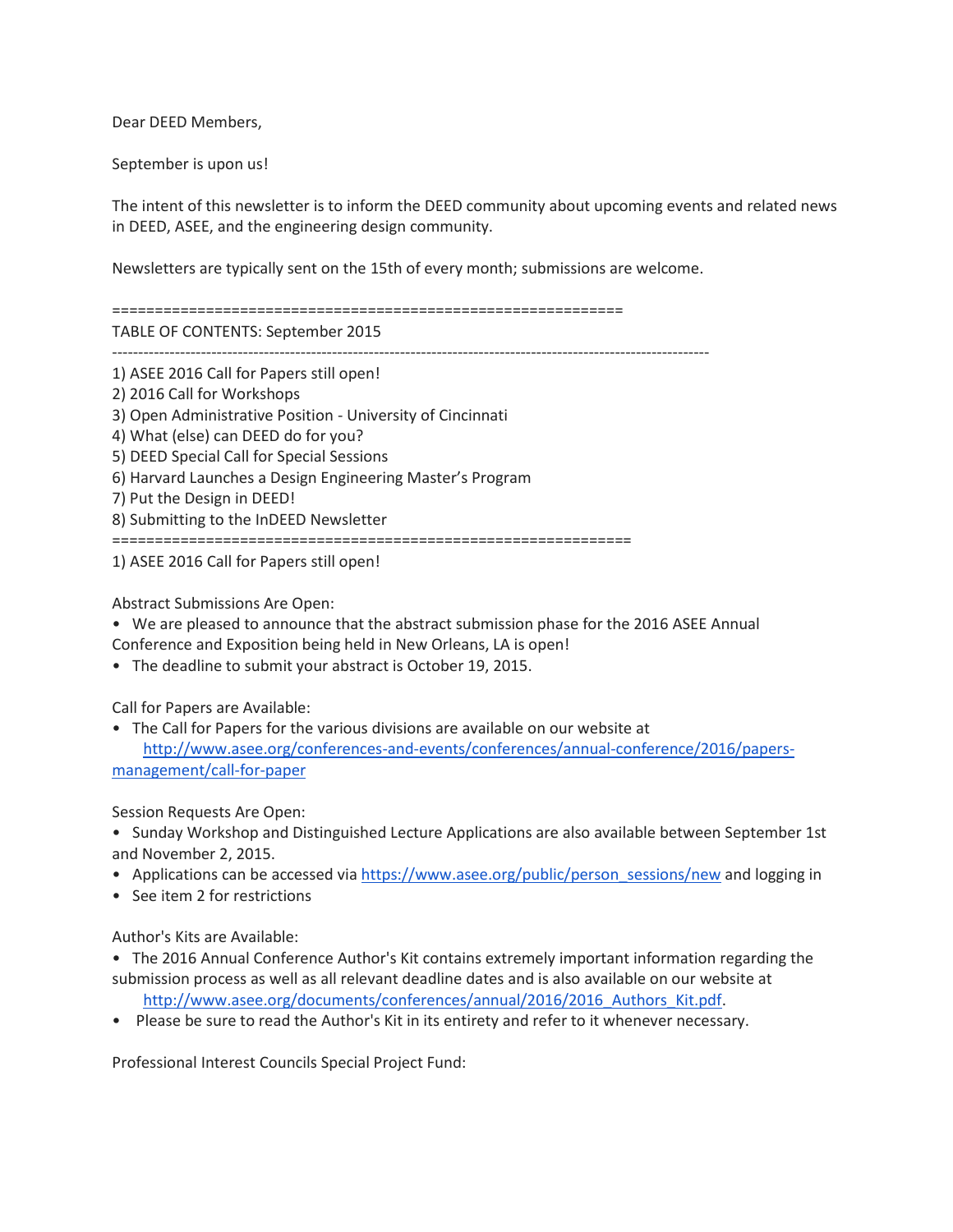Dear DEED Members,

September is upon us!

The intent of this newsletter is to inform the DEED community about upcoming events and related news in DEED, ASEE, and the engineering design community.

Newsletters are typically sent on the 15th of every month; submissions are welcome.

============================================================

TABLE OF CONTENTS: September 2015

--------------------------------------------------------------------------------------------------------------

1) ASEE 2016 Call for Papers still open!
2) 2016 Call for Workshops
3) Open Administrative Position - University of Cincinnati
4) What (else) can DEED do for you?
5) DEED Special Call for Special Sessions
6) Harvard Launches a Design Engineering Master's Program
7) Put the Design in DEED!
8) Submitting to the InDEED Newsletter

============================================================

1) ASEE 2016 Call for Papers still open!

Abstract Submissions Are Open:

- We are pleased to announce that the abstract submission phase for the 2016 ASEE Annual Conference and Exposition being held in New Orleans, LA is open!
- The deadline to submit your abstract is October 19, 2015.

Call for Papers are Available:

- The Call for Papers for the various divisions are available on our website at http://www.asee.org/conferences-and-events/conferences/annual-conference/2016/papers-management/call-for-paper

Session Requests Are Open:

- Sunday Workshop and Distinguished Lecture Applications are also available between September 1st and November 2, 2015.
- Applications can be accessed via https://www.asee.org/public/person_sessions/new and logging in
- See item 2 for restrictions

Author's Kits are Available:

- The 2016 Annual Conference Author's Kit contains extremely important information regarding the submission process as well as all relevant deadline dates and is also available on our website at http://www.asee.org/documents/conferences/annual/2016/2016_Authors_Kit.pdf.
- Please be sure to read the Author's Kit in its entirety and refer to it whenever necessary.

Professional Interest Councils Special Project Fund: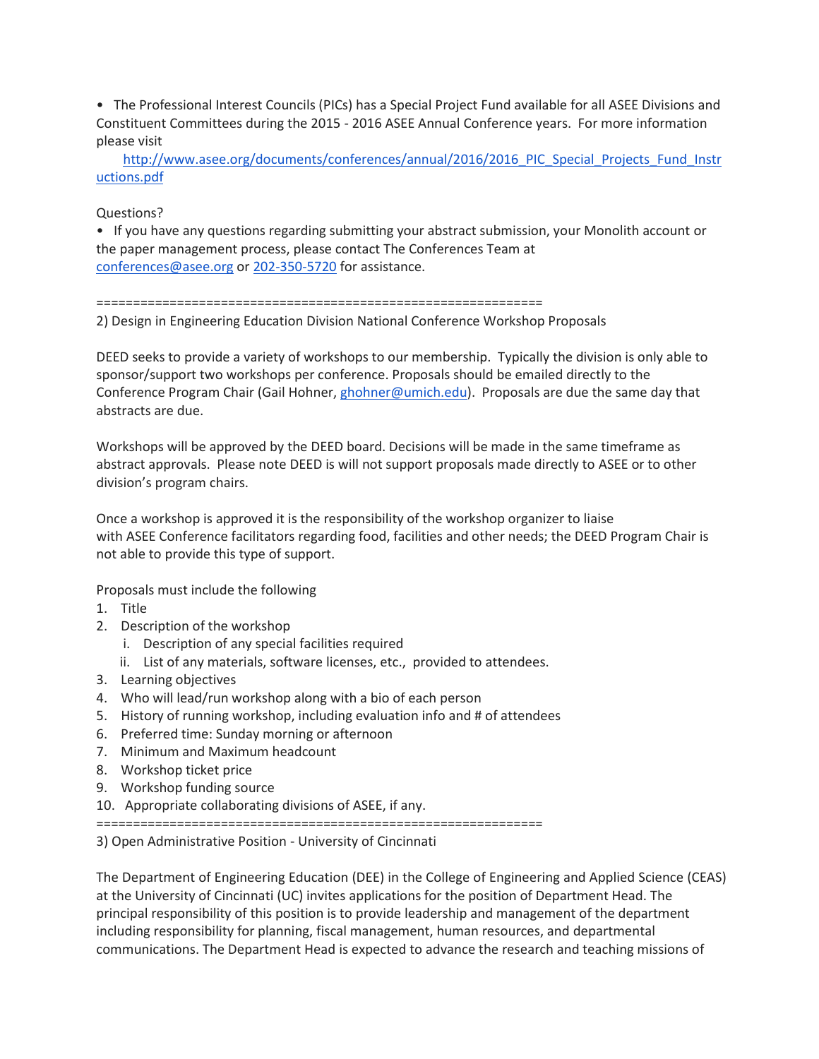• The Professional Interest Councils (PICs) has a Special Project Fund available for all ASEE Divisions and Constituent Committees during the 2015 - 2016 ASEE Annual Conference years. For more information please visit http://www.asee.org/documents/conferences/annual/2016/2016_PIC_Special_Projects_Fund_Instructions.pdf

Questions?

• If you have any questions regarding submitting your abstract submission, your Monolith account or the paper management process, please contact The Conferences Team at conferences@asee.org or 202-350-5720 for assistance.

==============================================================

2) Design in Engineering Education Division National Conference Workshop Proposals

DEED seeks to provide a variety of workshops to our membership. Typically the division is only able to sponsor/support two workshops per conference. Proposals should be emailed directly to the Conference Program Chair (Gail Hohner, ghohner@umich.edu). Proposals are due the same day that abstracts are due.

Workshops will be approved by the DEED board. Decisions will be made in the same timeframe as abstract approvals. Please note DEED is will not support proposals made directly to ASEE or to other division's program chairs.

Once a workshop is approved it is the responsibility of the workshop organizer to liaise with ASEE Conference facilitators regarding food, facilities and other needs; the DEED Program Chair is not able to provide this type of support.

Proposals must include the following

1. Title
2. Description of the workshop
   i. Description of any special facilities required
   ii. List of any materials, software licenses, etc., provided to attendees.
3. Learning objectives
4. Who will lead/run workshop along with a bio of each person
5. History of running workshop, including evaluation info and # of attendees
6. Preferred time: Sunday morning or afternoon
7. Minimum and Maximum headcount
8. Workshop ticket price
9. Workshop funding source
10. Appropriate collaborating divisions of ASEE, if any.

==============================================================

3) Open Administrative Position - University of Cincinnati

The Department of Engineering Education (DEE) in the College of Engineering and Applied Science (CEAS) at the University of Cincinnati (UC) invites applications for the position of Department Head. The principal responsibility of this position is to provide leadership and management of the department including responsibility for planning, fiscal management, human resources, and departmental communications. The Department Head is expected to advance the research and teaching missions of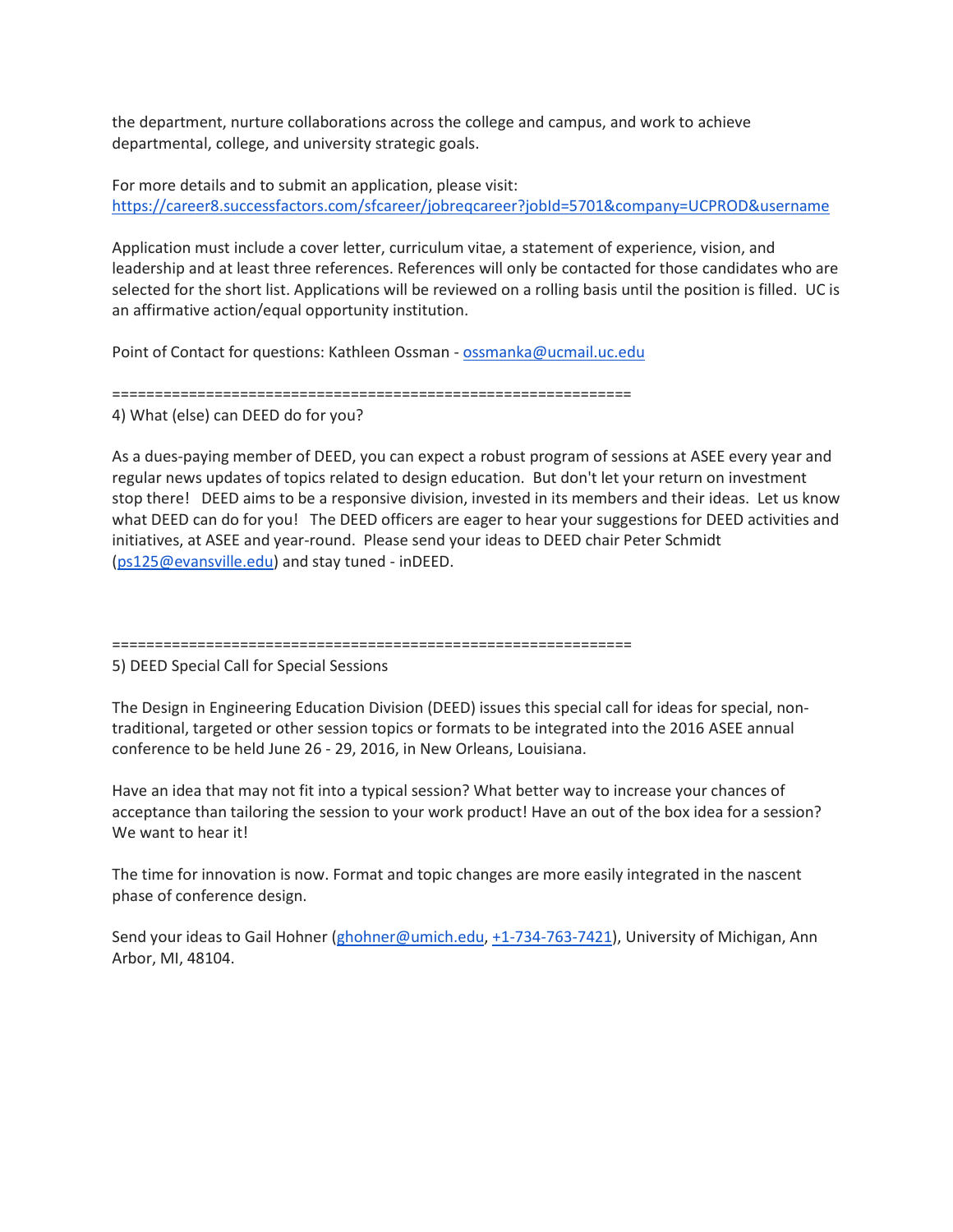the department, nurture collaborations across the college and campus, and work to achieve departmental, college, and university strategic goals.

For more details and to submit an application, please visit:
https://career8.successfactors.com/sfcareer/jobreqcareer?jobId=5701&company=UCPROD&username

Application must include a cover letter, curriculum vitae, a statement of experience, vision, and leadership and at least three references. References will only be contacted for those candidates who are selected for the short list. Applications will be reviewed on a rolling basis until the position is filled. UC is an affirmative action/equal opportunity institution.

Point of Contact for questions: Kathleen Ossman - ossmanka@ucmail.uc.edu

============================================================

4) What (else) can DEED do for you?

As a dues-paying member of DEED, you can expect a robust program of sessions at ASEE every year and regular news updates of topics related to design education. But don't let your return on investment stop there! DEED aims to be a responsive division, invested in its members and their ideas. Let us know what DEED can do for you! The DEED officers are eager to hear your suggestions for DEED activities and initiatives, at ASEE and year-round. Please send your ideas to DEED chair Peter Schmidt (ps125@evansville.edu) and stay tuned - inDEED.

============================================================

5) DEED Special Call for Special Sessions

The Design in Engineering Education Division (DEED) issues this special call for ideas for special, non-traditional, targeted or other session topics or formats to be integrated into the 2016 ASEE annual conference to be held June 26 - 29, 2016, in New Orleans, Louisiana.

Have an idea that may not fit into a typical session? What better way to increase your chances of acceptance than tailoring the session to your work product! Have an out of the box idea for a session? We want to hear it!

The time for innovation is now. Format and topic changes are more easily integrated in the nascent phase of conference design.

Send your ideas to Gail Hohner (ghohner@umich.edu, +1-734-763-7421), University of Michigan, Ann Arbor, MI, 48104.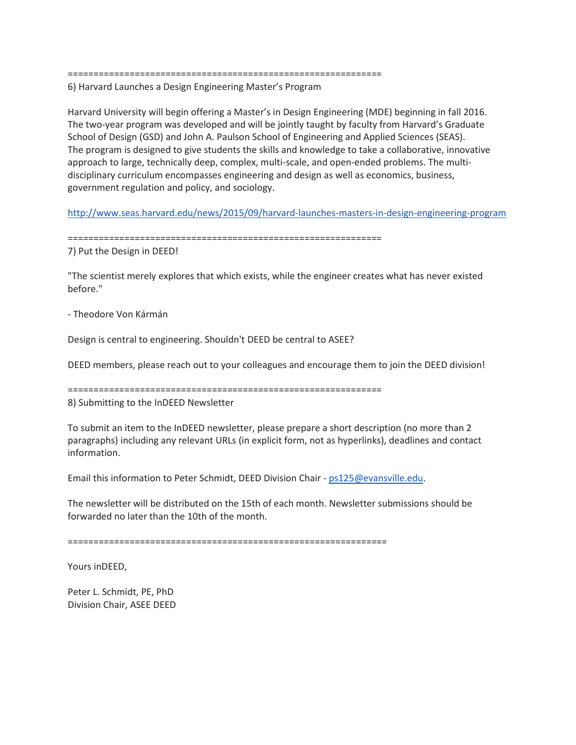============================================================

## 6) Harvard Launches a Design Engineering Master's Program

Harvard University will begin offering a Master's in Design Engineering (MDE) beginning in fall 2016. The two-year program was developed and will be jointly taught by faculty from Harvard's Graduate School of Design (GSD) and John A. Paulson School of Engineering and Applied Sciences (SEAS). The program is designed to give students the skills and knowledge to take a collaborative, innovative approach to large, technically deep, complex, multi-scale, and open-ended problems. The multi-disciplinary curriculum encompasses engineering and design as well as economics, business, government regulation and policy, and sociology.

http://www.seas.harvard.edu/news/2015/09/harvard-launches-masters-in-design-engineering-program

============================================================

## 7) Put the Design in DEED!

"The scientist merely explores that which exists, while the engineer creates what has never existed before."

- Theodore Von Kármán

Design is central to engineering. Shouldn't DEED be central to ASEE?

DEED members, please reach out to your colleagues and encourage them to join the DEED division!

============================================================

## 8) Submitting to the InDEED Newsletter

To submit an item to the InDEED newsletter, please prepare a short description (no more than 2 paragraphs) including any relevant URLs (in explicit form, not as hyperlinks), deadlines and contact information.

Email this information to Peter Schmidt, DEED Division Chair - ps125@evansville.edu.

The newsletter will be distributed on the 15th of each month. Newsletter submissions should be forwarded no later than the 10th of the month.

=============================================================

Yours inDEED,

Peter L. Schmidt, PE, PhD
Division Chair, ASEE DEED